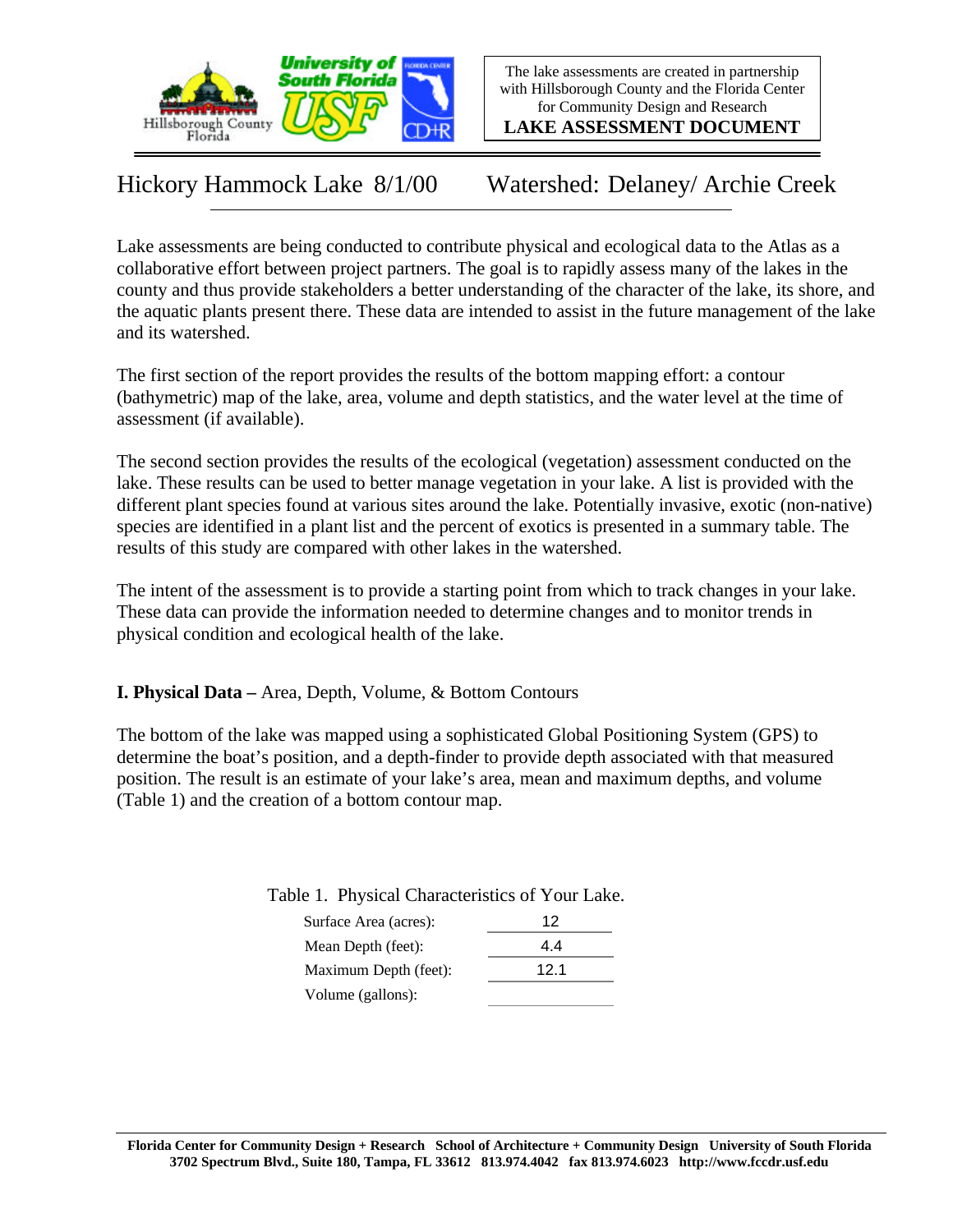The lake assessments are created in partnership with Hillsborough County and the Florida Center for Community Design and Research

**LAKE ASSESSMENT DOCUMENT**

# Hickory Hammock Lake 8/1/00 Watershed: Delaney/ Archie Creek

Lake assessments are being conducted to contribute physical and ecological data to the Atlas as a collaborative effort between project partners. The goal is to rapidly assess many of the lakes in the county and thus provide stakeholders a better understanding of the character of the lake, its shore, and the aquatic plants present there. These data are intended to assist in the future management of the lake and its watershed.

The first section of the report provides the results of the bottom mapping effort: a contour (bathymetric) map of the lake, area, volume and depth statistics, and the water level at the time of assessment (if available).

The second section provides the results of the ecological (vegetation) assessment conducted on the lake. These results can be used to better manage vegetation in your lake. A list is provided with the different plant species found at various sites around the lake. Potentially invasive, exotic (non-native) species are identified in a plant list and the percent of exotics is presented in a summary table. The results of this study are compared with other lakes in the watershed.

The intent of the assessment is to provide a starting point from which to track changes in your lake. These data can provide the information needed to determine changes and to monitor trends in physical condition and ecological health of the lake.

## I. Physical Data – Area, Depth, Volume, & Bottom Contours

The bottom of the lake was mapped using a sophisticated Global Positioning System (GPS) to determine the boat's position, and a depth-finder to provide depth associated with that measured position. The result is an estimate of your lake's area, mean and maximum depths, and volume (Table 1) and the creation of a bottom contour map.

Table 1. Physical Characteristics of Your Lake.

| | |
|---|---|
| Surface Area (acres): | 12 |
| Mean Depth (feet): | 4.4 |
| Maximum Depth (feet): | 12.1 |
| Volume (gallons): | |

Florida Center for Community Design + Research School of Architecture + Community Design University of South Florida
3702 Spectrum Blvd., Suite 180, Tampa, FL 33612 813.974.4042 fax 813.974.6023 http://www.fccdr.usf.edu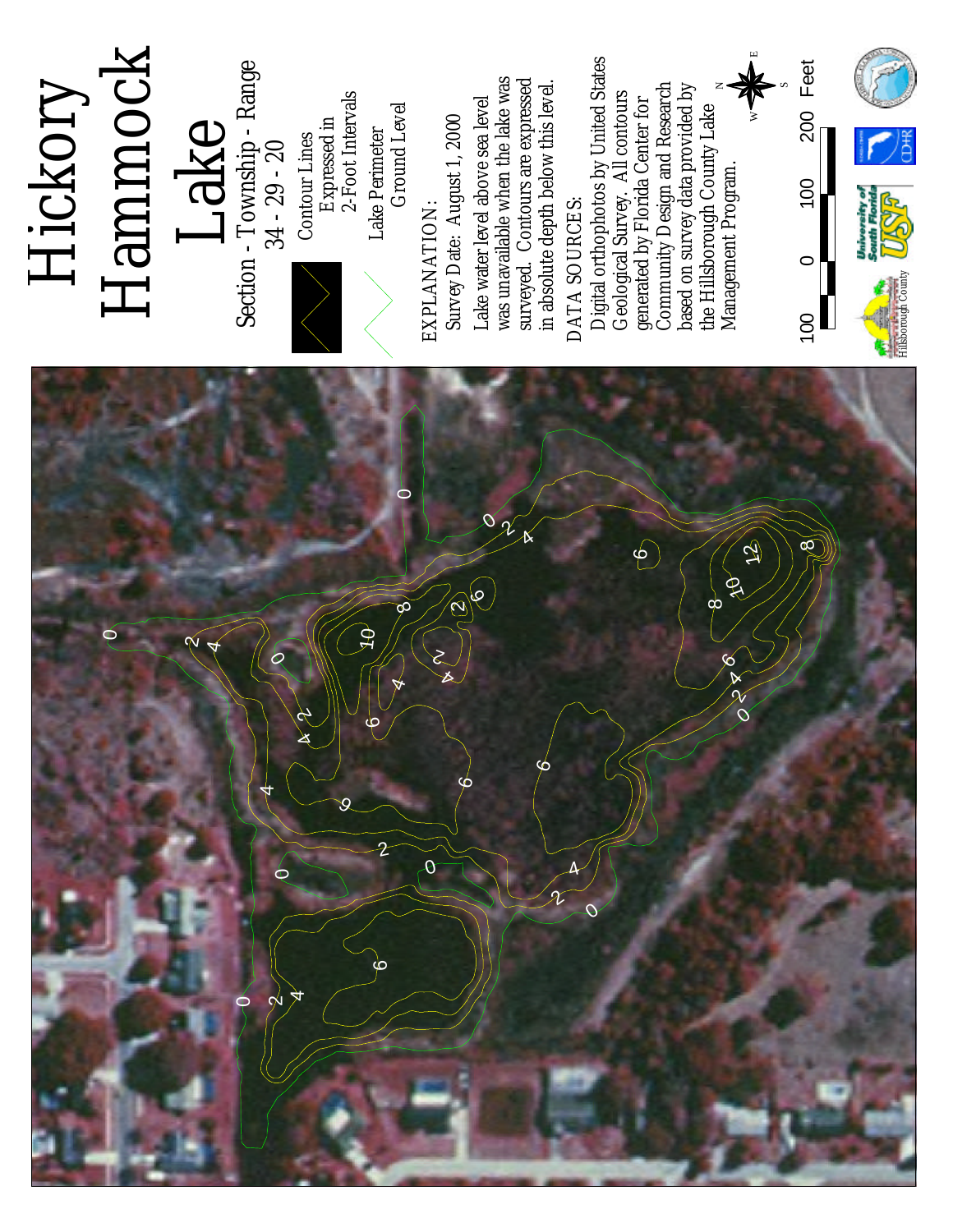# Hickory Hammock Lake

Section - Township - Range
34 - 29 - 20

Contour Lines Expressed in 2-Foot Intervals

Lake Perimeter Ground Level

EXPLANATION:

Survey Date: August 1, 2000

Lake water level above sea level was unavailable when the lake was surveyed. Contours are expressed in absolute depth below this level.

DATA SOURCES:

Digital orthophotos by United States Geological Survey. All contours generated by Florida Center for Community Design and Research based on survey data provided by the Hillsborough County Lake Management Program.

100 0 100 200 Feet

Hillsborough County

University of South Florida USF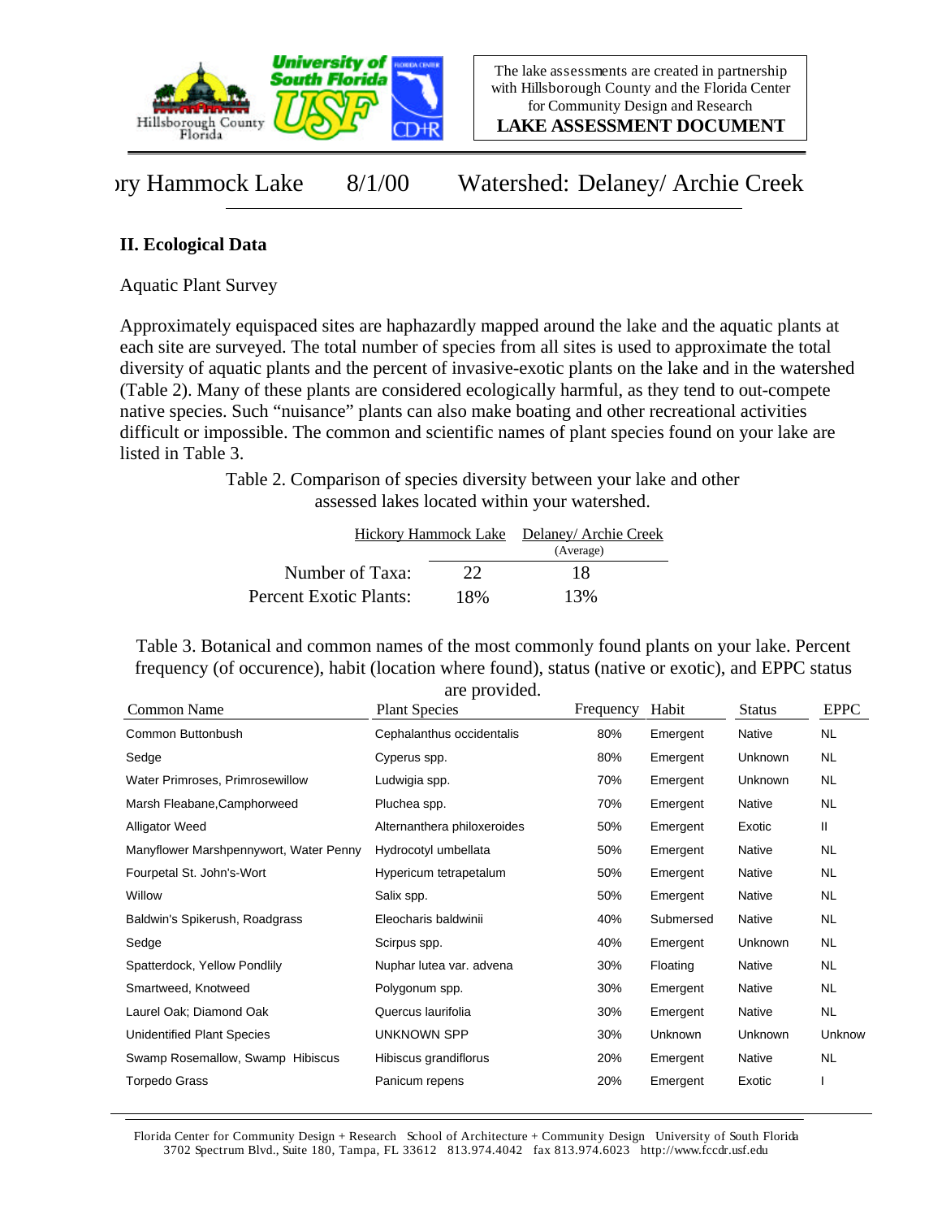ory Hammock Lake    8/1/00    Watershed: Delaney/ Archie Creek

## II. Ecological Data

Aquatic Plant Survey

Approximately equispaced sites are haphazardly mapped around the lake and the aquatic plants at each site are surveyed. The total number of species from all sites is used to approximate the total diversity of aquatic plants and the percent of invasive-exotic plants on the lake and in the watershed (Table 2). Many of these plants are considered ecologically harmful, as they tend to out-compete native species. Such "nuisance" plants can also make boating and other recreational activities difficult or impossible. The common and scientific names of plant species found on your lake are listed in Table 3.

Table 2. Comparison of species diversity between your lake and other assessed lakes located within your watershed.

| | Hickory Hammock Lake | Delaney/ Archie Creek (Average) |
|---|---|---|
| Number of Taxa: | 22 | 18 |
| Percent Exotic Plants: | 18% | 13% |

Table 3. Botanical and common names of the most commonly found plants on your lake. Percent frequency (of occurence), habit (location where found), status (native or exotic), and EPPC status are provided.

| Common Name | Plant Species | Frequency | Habit | Status | EPPC |
|---|---|---|---|---|---|
| Common Buttonbush | Cephalanthus occidentalis | 80% | Emergent | Native | NL |
| Sedge | Cyperus spp. | 80% | Emergent | Unknown | NL |
| Water Primroses, Primrosewillow | Ludwigia spp. | 70% | Emergent | Unknown | NL |
| Marsh Fleabane,Camphorweed | Pluchea spp. | 70% | Emergent | Native | NL |
| Alligator Weed | Alternanthera philoxeroides | 50% | Emergent | Exotic | II |
| Manyflower Marshpennywort, Water Penny | Hydrocotyl umbellata | 50% | Emergent | Native | NL |
| Fourpetal St. John's-Wort | Hypericum tetrapetalum | 50% | Emergent | Native | NL |
| Willow | Salix spp. | 50% | Emergent | Native | NL |
| Baldwin's Spikerush, Roadgrass | Eleocharis baldwinii | 40% | Submersed | Native | NL |
| Sedge | Scirpus spp. | 40% | Emergent | Unknown | NL |
| Spatterdock, Yellow Pondlily | Nuphar lutea var. advena | 30% | Floating | Native | NL |
| Smartweed, Knotweed | Polygonum spp. | 30% | Emergent | Native | NL |
| Laurel Oak; Diamond Oak | Quercus laurifolia | 30% | Emergent | Native | NL |
| Unidentified Plant Species | UNKNOWN SPP | 30% | Unknown | Unknown | Unknow |
| Swamp Rosemallow, Swamp Hibiscus | Hibiscus grandiflorus | 20% | Emergent | Native | NL |
| Torpedo Grass | Panicum repens | 20% | Emergent | Exotic | I |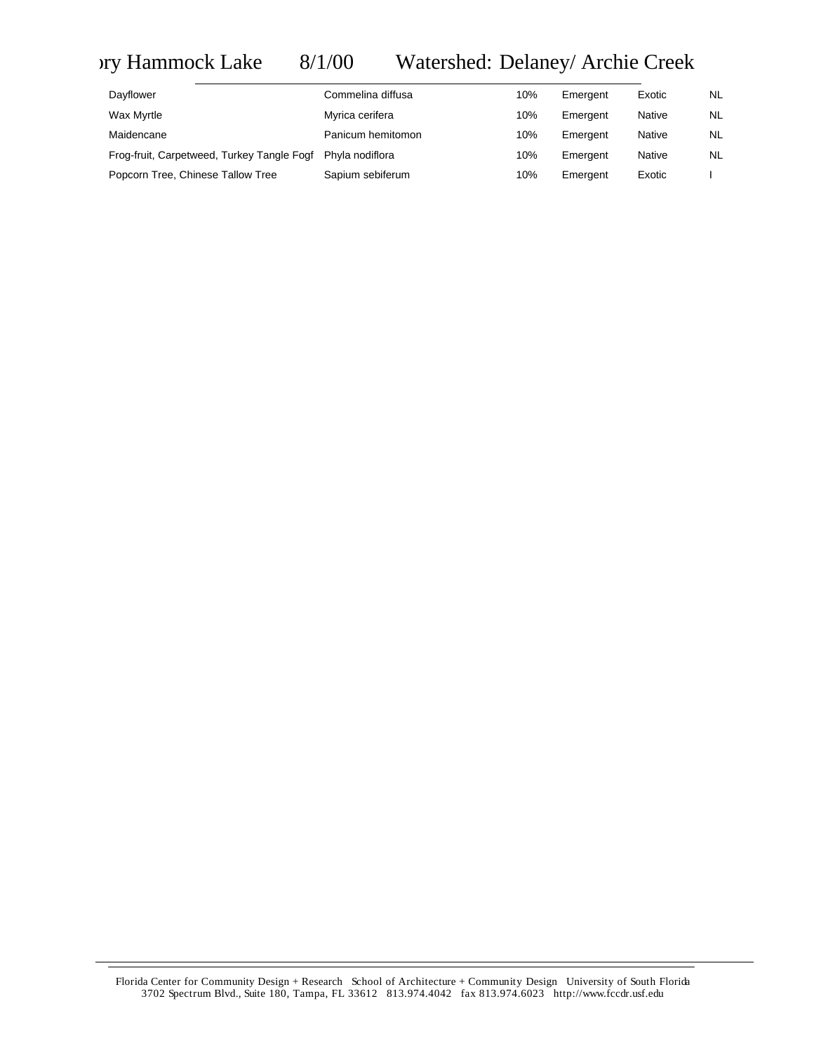# ›ry Hammock Lake 8/1/00 Watershed: Delaney/ Archie Creek

| | | | | | |
|---|---|---|---|---|---|
| Dayflower | Commelina diffusa | 10% | Emergent | Exotic | NL |
| Wax Myrtle | Myrica cerifera | 10% | Emergent | Native | NL |
| Maidencane | Panicum hemitomon | 10% | Emergent | Native | NL |
| Frog-fruit, Carpetweed, Turkey Tangle Fogf | Phyla nodiflora | 10% | Emergent | Native | NL |
| Popcorn Tree, Chinese Tallow Tree | Sapium sebiferum | 10% | Emergent | Exotic | I |

Florida Center for Community Design + Research School of Architecture + Community Design University of South Florida
3702 Spectrum Blvd., Suite 180, Tampa, FL 33612 813.974.4042 fax 813.974.6023 http://www.fccdr.usf.edu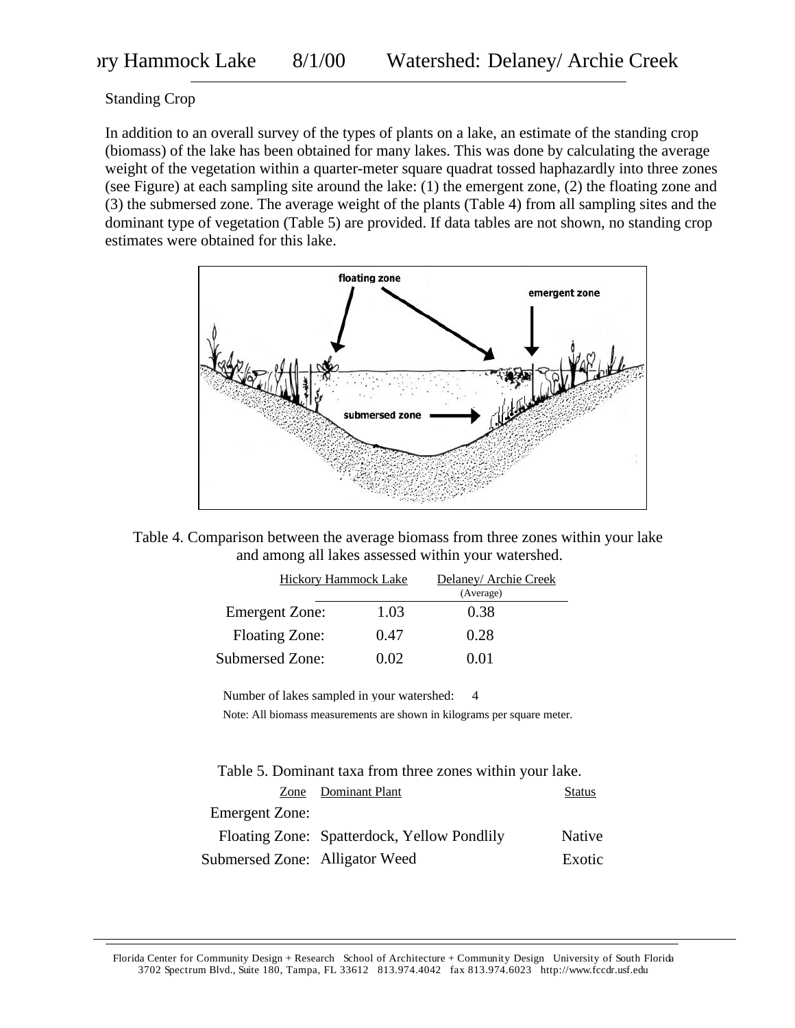Standing Crop

In addition to an overall survey of the types of plants on a lake, an estimate of the standing crop (biomass) of the lake has been obtained for many lakes. This was done by calculating the average weight of the vegetation within a quarter-meter square quadrat tossed haphazardly into three zones (see Figure) at each sampling site around the lake: (1) the emergent zone, (2) the floating zone and (3) the submersed zone. The average weight of the plants (Table 4) from all sampling sites and the dominant type of vegetation (Table 5) are provided. If data tables are not shown, no standing crop estimates were obtained for this lake.

floating zone

emergent zone

submersed zone

Table 4. Comparison between the average biomass from three zones within your lake and among all lakes assessed within your watershed.

| | Hickory Hammock Lake | Delaney/ Archie Creek (Average) |
|---|---|---|
| Emergent Zone: | 1.03 | 0.38 |
| Floating Zone: | 0.47 | 0.28 |
| Submersed Zone: | 0.02 | 0.01 |

Number of lakes sampled in your watershed: 4

Note: All biomass measurements are shown in kilograms per square meter.

Table 5. Dominant taxa from three zones within your lake.

| Zone | Dominant Plant | Status |
|---|---|---|
| Emergent Zone: | | |
| Floating Zone: | Spatterdock, Yellow Pondlily | Native |
| Submersed Zone: | Alligator Weed | Exotic |